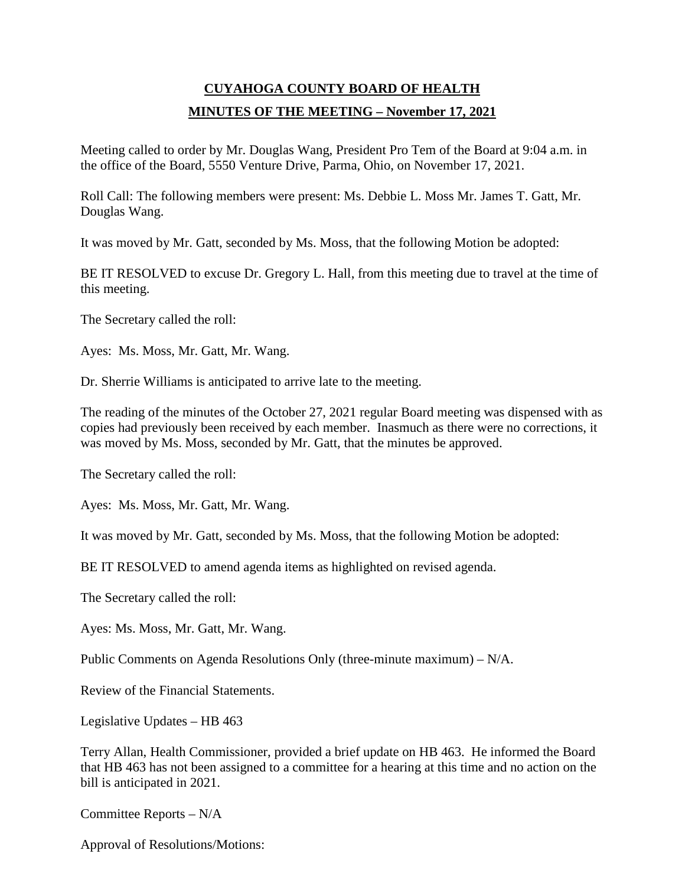# CUYAHOGA COUNTY BOARD OF HEALTH

## MINUTES OF THE MEETING – November 17, 2021

Meeting called to order by Mr. Douglas Wang, President Pro Tem of the Board at 9:04 a.m. in the office of the Board, 5550 Venture Drive, Parma, Ohio, on November 17, 2021.

Roll Call: The following members were present: Ms. Debbie L. Moss Mr. James T. Gatt, Mr. Douglas Wang.

It was moved by Mr. Gatt, seconded by Ms. Moss, that the following Motion be adopted:

BE IT RESOLVED to excuse Dr. Gregory L. Hall, from this meeting due to travel at the time of this meeting.

The Secretary called the roll:

Ayes: Ms. Moss, Mr. Gatt, Mr. Wang.

Dr. Sherrie Williams is anticipated to arrive late to the meeting.

The reading of the minutes of the October 27, 2021 regular Board meeting was dispensed with as copies had previously been received by each member. Inasmuch as there were no corrections, it was moved by Ms. Moss, seconded by Mr. Gatt, that the minutes be approved.

The Secretary called the roll:

Ayes: Ms. Moss, Mr. Gatt, Mr. Wang.

It was moved by Mr. Gatt, seconded by Ms. Moss, that the following Motion be adopted:

BE IT RESOLVED to amend agenda items as highlighted on revised agenda.

The Secretary called the roll:

Ayes: Ms. Moss, Mr. Gatt, Mr. Wang.

Public Comments on Agenda Resolutions Only (three-minute maximum) – N/A.

Review of the Financial Statements.

Legislative Updates – HB 463

Terry Allan, Health Commissioner, provided a brief update on HB 463. He informed the Board that HB 463 has not been assigned to a committee for a hearing at this time and no action on the bill is anticipated in 2021.

Committee Reports – N/A

Approval of Resolutions/Motions: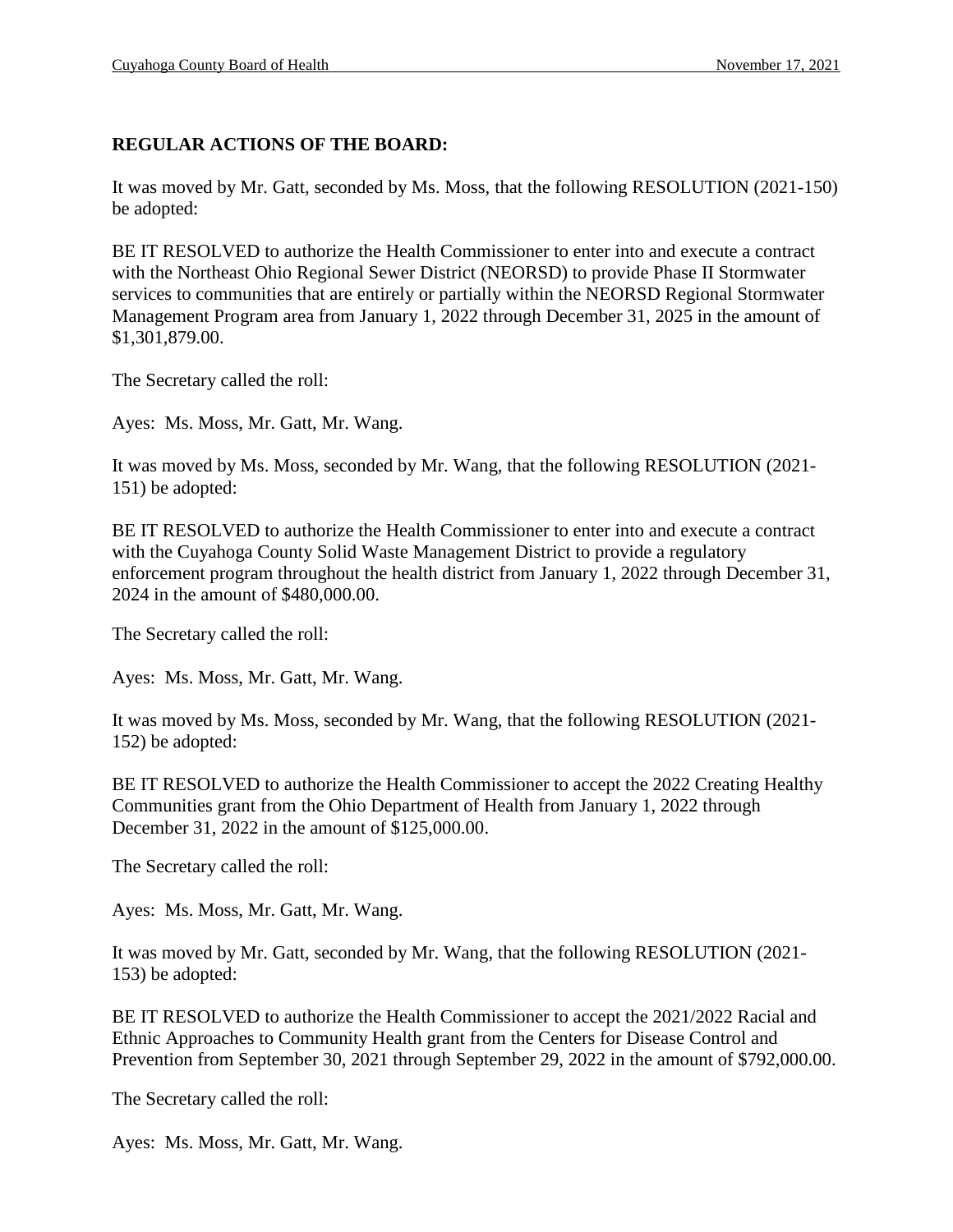**REGULAR ACTIONS OF THE BOARD:**

It was moved by Mr. Gatt, seconded by Ms. Moss, that the following RESOLUTION (2021-150) be adopted:

BE IT RESOLVED to authorize the Health Commissioner to enter into and execute a contract with the Northeast Ohio Regional Sewer District (NEORSD) to provide Phase II Stormwater services to communities that are entirely or partially within the NEORSD Regional Stormwater Management Program area from January 1, 2022 through December 31, 2025 in the amount of $1,301,879.00.

The Secretary called the roll:

Ayes: Ms. Moss, Mr. Gatt, Mr. Wang.

It was moved by Ms. Moss, seconded by Mr. Wang, that the following RESOLUTION (2021-151) be adopted:

BE IT RESOLVED to authorize the Health Commissioner to enter into and execute a contract with the Cuyahoga County Solid Waste Management District to provide a regulatory enforcement program throughout the health district from January 1, 2022 through December 31, 2024 in the amount of $480,000.00.

The Secretary called the roll:

Ayes: Ms. Moss, Mr. Gatt, Mr. Wang.

It was moved by Ms. Moss, seconded by Mr. Wang, that the following RESOLUTION (2021-152) be adopted:

BE IT RESOLVED to authorize the Health Commissioner to accept the 2022 Creating Healthy Communities grant from the Ohio Department of Health from January 1, 2022 through December 31, 2022 in the amount of $125,000.00.

The Secretary called the roll:

Ayes: Ms. Moss, Mr. Gatt, Mr. Wang.

It was moved by Mr. Gatt, seconded by Mr. Wang, that the following RESOLUTION (2021-153) be adopted:

BE IT RESOLVED to authorize the Health Commissioner to accept the 2021/2022 Racial and Ethnic Approaches to Community Health grant from the Centers for Disease Control and Prevention from September 30, 2021 through September 29, 2022 in the amount of $792,000.00.

The Secretary called the roll:

Ayes: Ms. Moss, Mr. Gatt, Mr. Wang.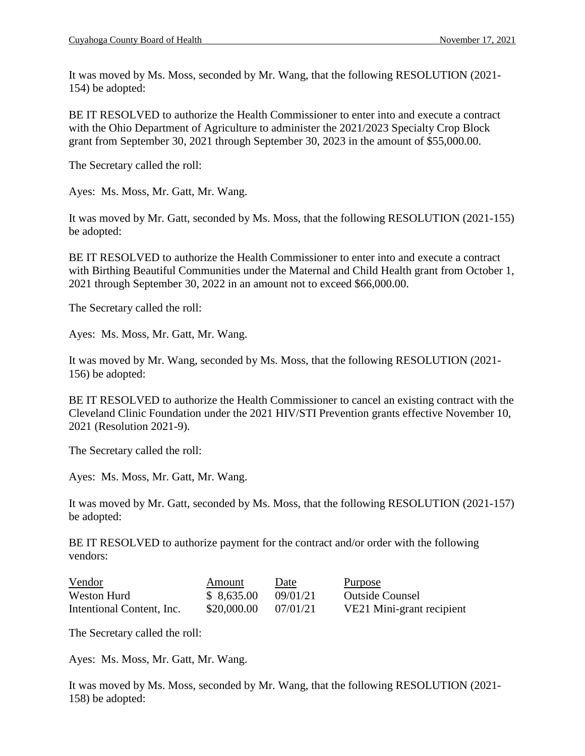It was moved by Ms. Moss, seconded by Mr. Wang, that the following RESOLUTION (2021-154) be adopted:

BE IT RESOLVED to authorize the Health Commissioner to enter into and execute a contract with the Ohio Department of Agriculture to administer the 2021/2023 Specialty Crop Block grant from September 30, 2021 through September 30, 2023 in the amount of $55,000.00.

The Secretary called the roll:

Ayes: Ms. Moss, Mr. Gatt, Mr. Wang.

It was moved by Mr. Gatt, seconded by Ms. Moss, that the following RESOLUTION (2021-155) be adopted:

BE IT RESOLVED to authorize the Health Commissioner to enter into and execute a contract with Birthing Beautiful Communities under the Maternal and Child Health grant from October 1, 2021 through September 30, 2022 in an amount not to exceed $66,000.00.

The Secretary called the roll:

Ayes: Ms. Moss, Mr. Gatt, Mr. Wang.

It was moved by Mr. Wang, seconded by Ms. Moss, that the following RESOLUTION (2021-156) be adopted:

BE IT RESOLVED to authorize the Health Commissioner to cancel an existing contract with the Cleveland Clinic Foundation under the 2021 HIV/STI Prevention grants effective November 10, 2021 (Resolution 2021-9).

The Secretary called the roll:

Ayes: Ms. Moss, Mr. Gatt, Mr. Wang.

It was moved by Mr. Gatt, seconded by Ms. Moss, that the following RESOLUTION (2021-157) be adopted:

BE IT RESOLVED to authorize payment for the contract and/or order with the following vendors:

| Vendor | Amount | Date | Purpose |
|---|---|---|---|
| Weston Hurd | $ 8,635.00 | 09/01/21 | Outside Counsel |
| Intentional Content, Inc. | $20,000.00 | 07/01/21 | VE21 Mini-grant recipient |

The Secretary called the roll:

Ayes: Ms. Moss, Mr. Gatt, Mr. Wang.

It was moved by Ms. Moss, seconded by Mr. Wang, that the following RESOLUTION (2021-158) be adopted: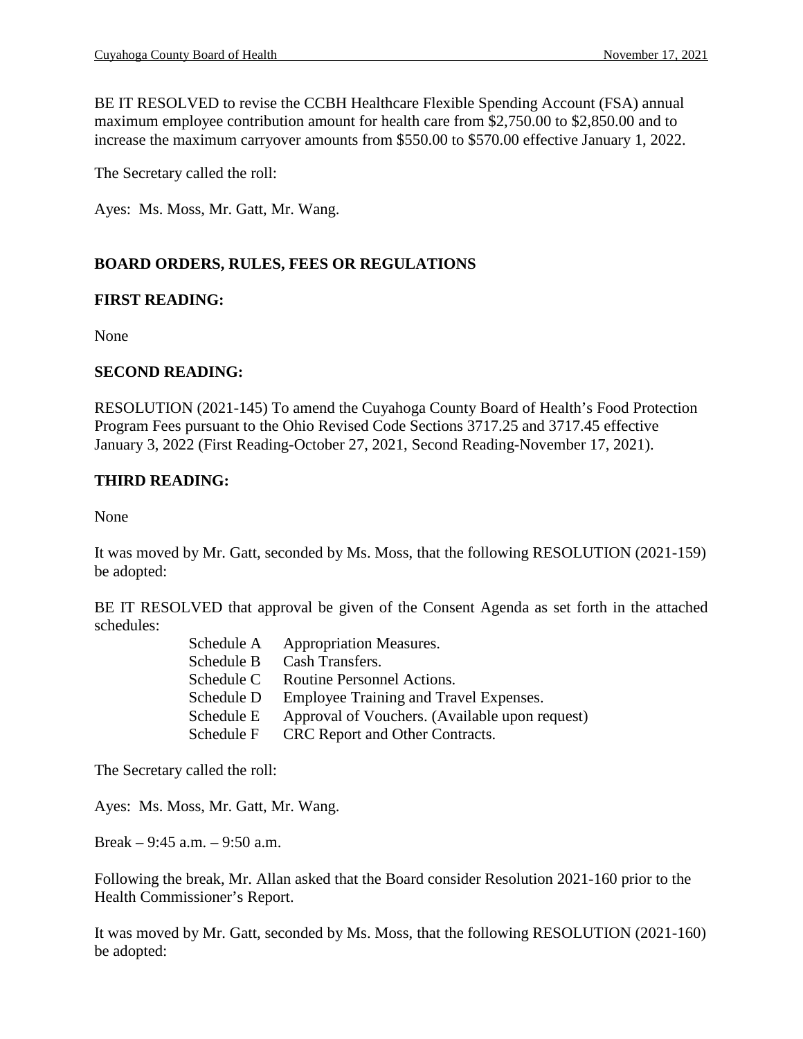BE IT RESOLVED to revise the CCBH Healthcare Flexible Spending Account (FSA) annual maximum employee contribution amount for health care from $2,750.00 to $2,850.00 and to increase the maximum carryover amounts from $550.00 to $570.00 effective January 1, 2022.

The Secretary called the roll:

Ayes: Ms. Moss, Mr. Gatt, Mr. Wang.

## BOARD ORDERS, RULES, FEES OR REGULATIONS

### FIRST READING:

None

### SECOND READING:

RESOLUTION (2021-145) To amend the Cuyahoga County Board of Health's Food Protection Program Fees pursuant to the Ohio Revised Code Sections 3717.25 and 3717.45 effective January 3, 2022 (First Reading-October 27, 2021, Second Reading-November 17, 2021).

### THIRD READING:

None

It was moved by Mr. Gatt, seconded by Ms. Moss, that the following RESOLUTION (2021-159) be adopted:

BE IT RESOLVED that approval be given of the Consent Agenda as set forth in the attached schedules:

- Schedule A Appropriation Measures.
- Schedule B Cash Transfers.
- Schedule C Routine Personnel Actions.
- Schedule D Employee Training and Travel Expenses.
- Schedule E Approval of Vouchers. (Available upon request)
- Schedule F CRC Report and Other Contracts.

The Secretary called the roll:

Ayes: Ms. Moss, Mr. Gatt, Mr. Wang.

Break – 9:45 a.m. – 9:50 a.m.

Following the break, Mr. Allan asked that the Board consider Resolution 2021-160 prior to the Health Commissioner's Report.

It was moved by Mr. Gatt, seconded by Ms. Moss, that the following RESOLUTION (2021-160) be adopted: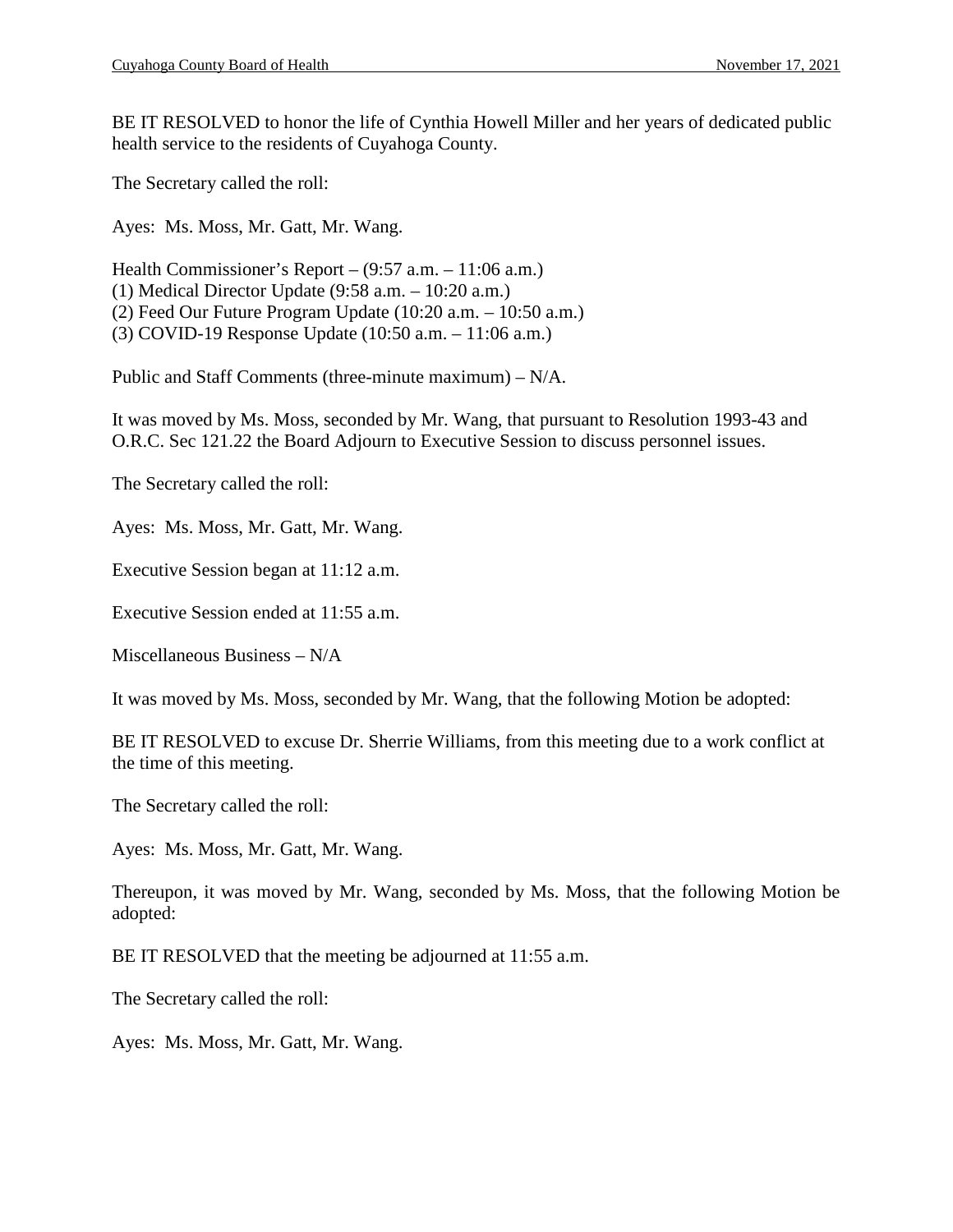BE IT RESOLVED to honor the life of Cynthia Howell Miller and her years of dedicated public health service to the residents of Cuyahoga County.

The Secretary called the roll:

Ayes: Ms. Moss, Mr. Gatt, Mr. Wang.

Health Commissioner's Report – (9:57 a.m. – 11:06 a.m.)
(1) Medical Director Update (9:58 a.m. – 10:20 a.m.)
(2) Feed Our Future Program Update (10:20 a.m. – 10:50 a.m.)
(3) COVID-19 Response Update (10:50 a.m. – 11:06 a.m.)

Public and Staff Comments (three-minute maximum) – N/A.

It was moved by Ms. Moss, seconded by Mr. Wang, that pursuant to Resolution 1993-43 and O.R.C. Sec 121.22 the Board Adjourn to Executive Session to discuss personnel issues.

The Secretary called the roll:

Ayes: Ms. Moss, Mr. Gatt, Mr. Wang.

Executive Session began at 11:12 a.m.

Executive Session ended at 11:55 a.m.

Miscellaneous Business – N/A

It was moved by Ms. Moss, seconded by Mr. Wang, that the following Motion be adopted:

BE IT RESOLVED to excuse Dr. Sherrie Williams, from this meeting due to a work conflict at the time of this meeting.

The Secretary called the roll:

Ayes: Ms. Moss, Mr. Gatt, Mr. Wang.

Thereupon, it was moved by Mr. Wang, seconded by Ms. Moss, that the following Motion be adopted:

BE IT RESOLVED that the meeting be adjourned at 11:55 a.m.

The Secretary called the roll:

Ayes: Ms. Moss, Mr. Gatt, Mr. Wang.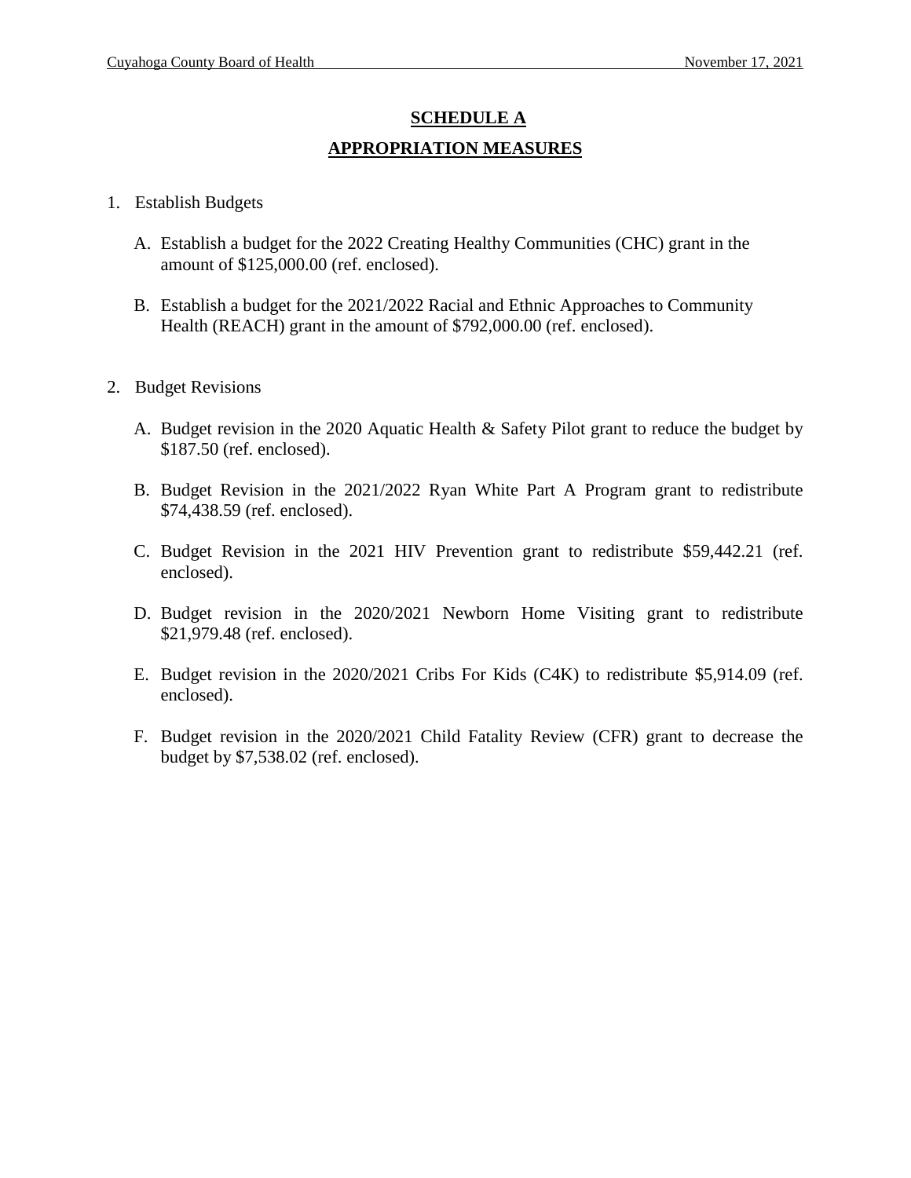# SCHEDULE A

## APPROPRIATION MEASURES

1. Establish Budgets

   A. Establish a budget for the 2022 Creating Healthy Communities (CHC) grant in the amount of $125,000.00 (ref. enclosed).

   B. Establish a budget for the 2021/2022 Racial and Ethnic Approaches to Community Health (REACH) grant in the amount of $792,000.00 (ref. enclosed).

2. Budget Revisions

   A. Budget revision in the 2020 Aquatic Health & Safety Pilot grant to reduce the budget by $187.50 (ref. enclosed).

   B. Budget Revision in the 2021/2022 Ryan White Part A Program grant to redistribute $74,438.59 (ref. enclosed).

   C. Budget Revision in the 2021 HIV Prevention grant to redistribute $59,442.21 (ref. enclosed).

   D. Budget revision in the 2020/2021 Newborn Home Visiting grant to redistribute $21,979.48 (ref. enclosed).

   E. Budget revision in the 2020/2021 Cribs For Kids (C4K) to redistribute $5,914.09 (ref. enclosed).

   F. Budget revision in the 2020/2021 Child Fatality Review (CFR) grant to decrease the budget by $7,538.02 (ref. enclosed).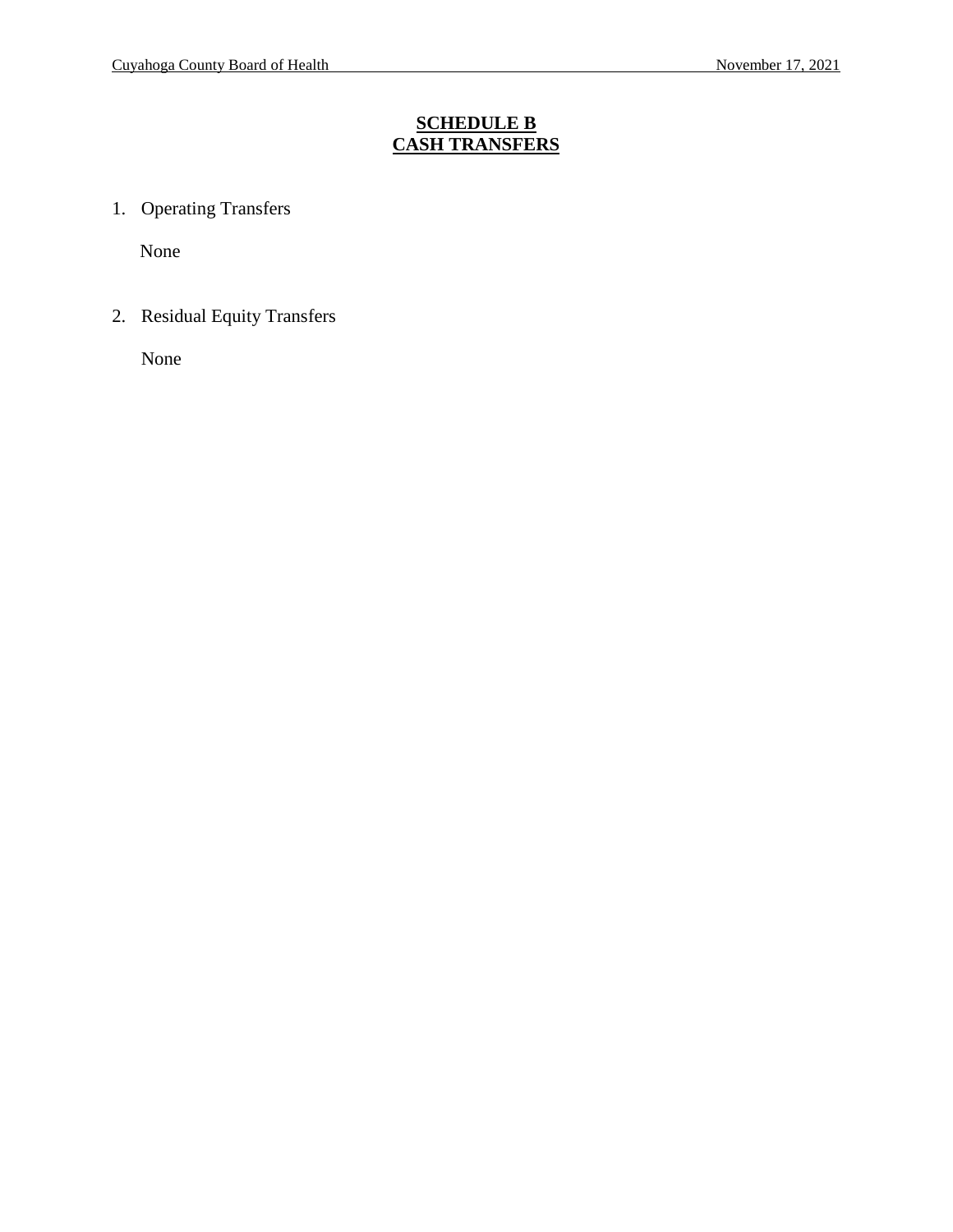# SCHEDULE B
# CASH TRANSFERS

1. Operating Transfers

   None

2. Residual Equity Transfers

   None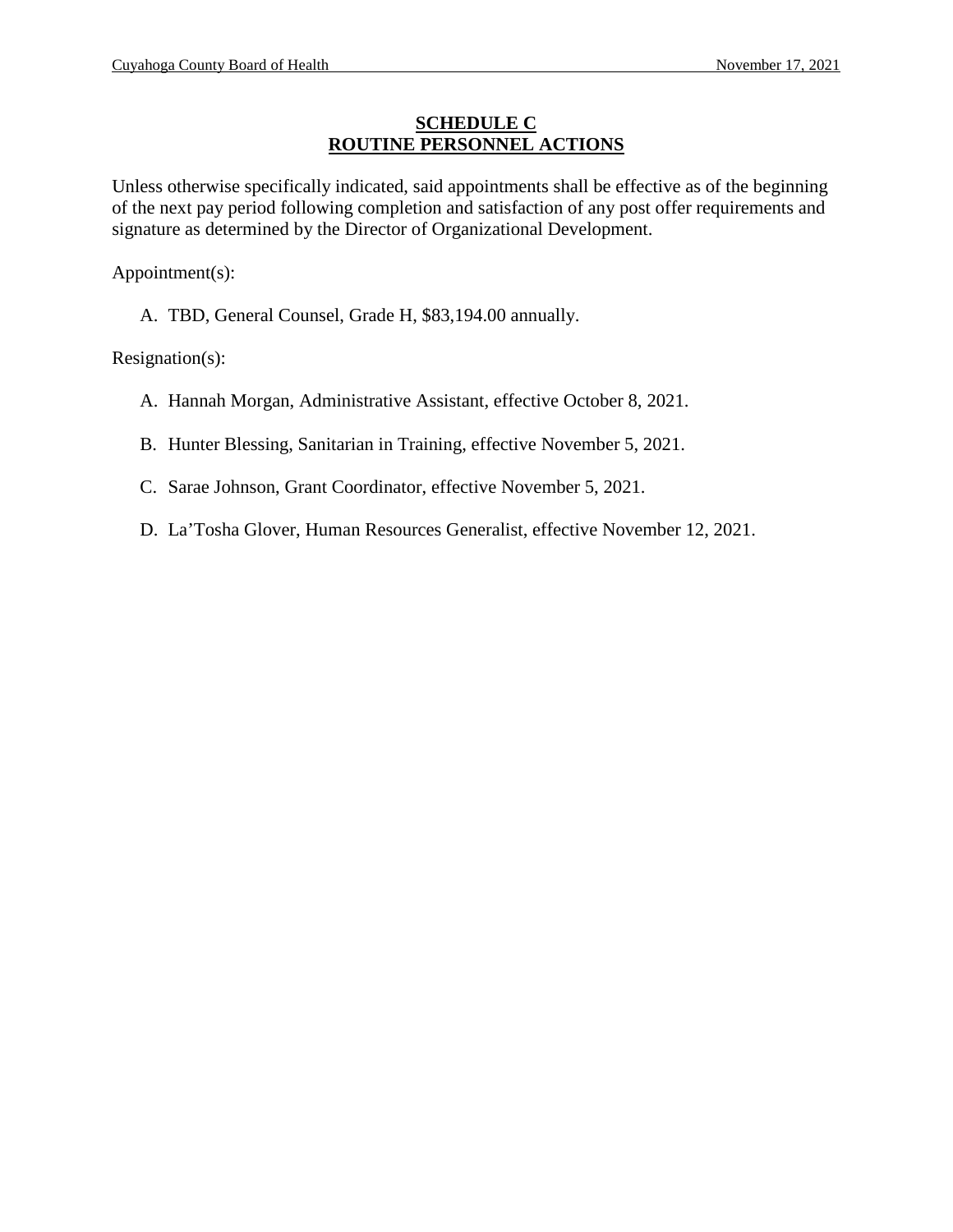# SCHEDULE C
# ROUTINE PERSONNEL ACTIONS

Unless otherwise specifically indicated, said appointments shall be effective as of the beginning of the next pay period following completion and satisfaction of any post offer requirements and signature as determined by the Director of Organizational Development.

Appointment(s):

A. TBD, General Counsel, Grade H, $83,194.00 annually.

Resignation(s):

A. Hannah Morgan, Administrative Assistant, effective October 8, 2021.

B. Hunter Blessing, Sanitarian in Training, effective November 5, 2021.

C. Sarae Johnson, Grant Coordinator, effective November 5, 2021.

D. La'Tosha Glover, Human Resources Generalist, effective November 12, 2021.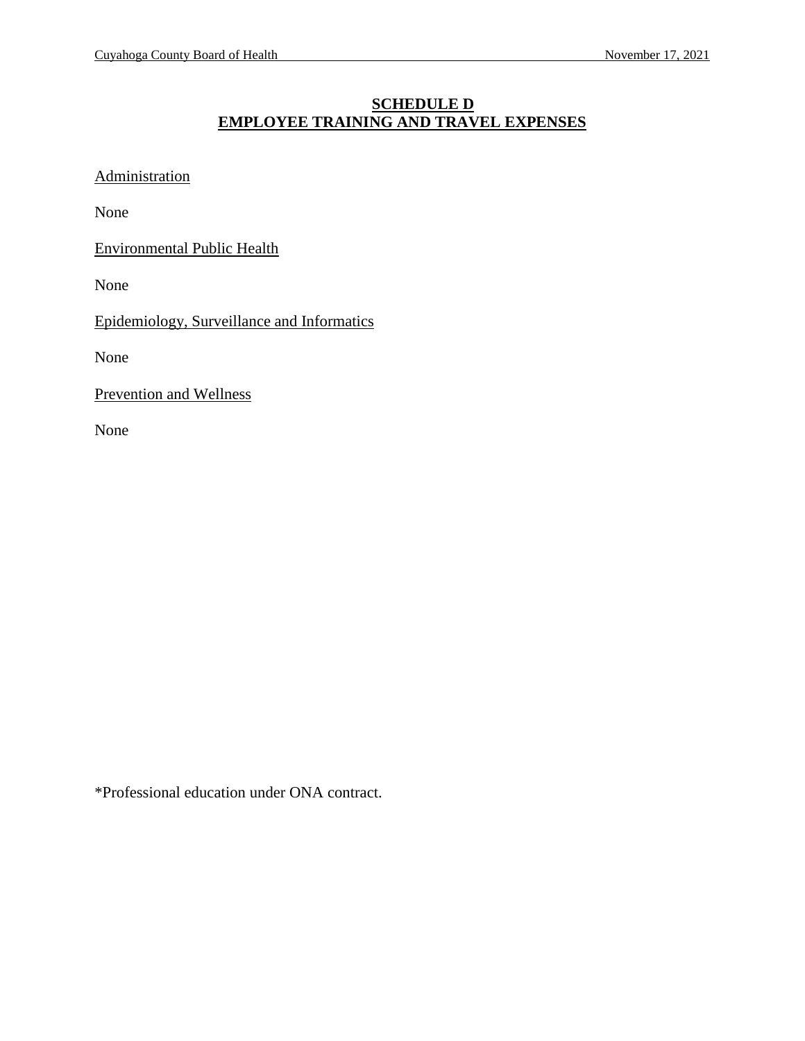## SCHEDULE D
## EMPLOYEE TRAINING AND TRAVEL EXPENSES

Administration

None

Environmental Public Health

None

Epidemiology, Surveillance and Informatics

None

Prevention and Wellness

None

*Professional education under ONA contract.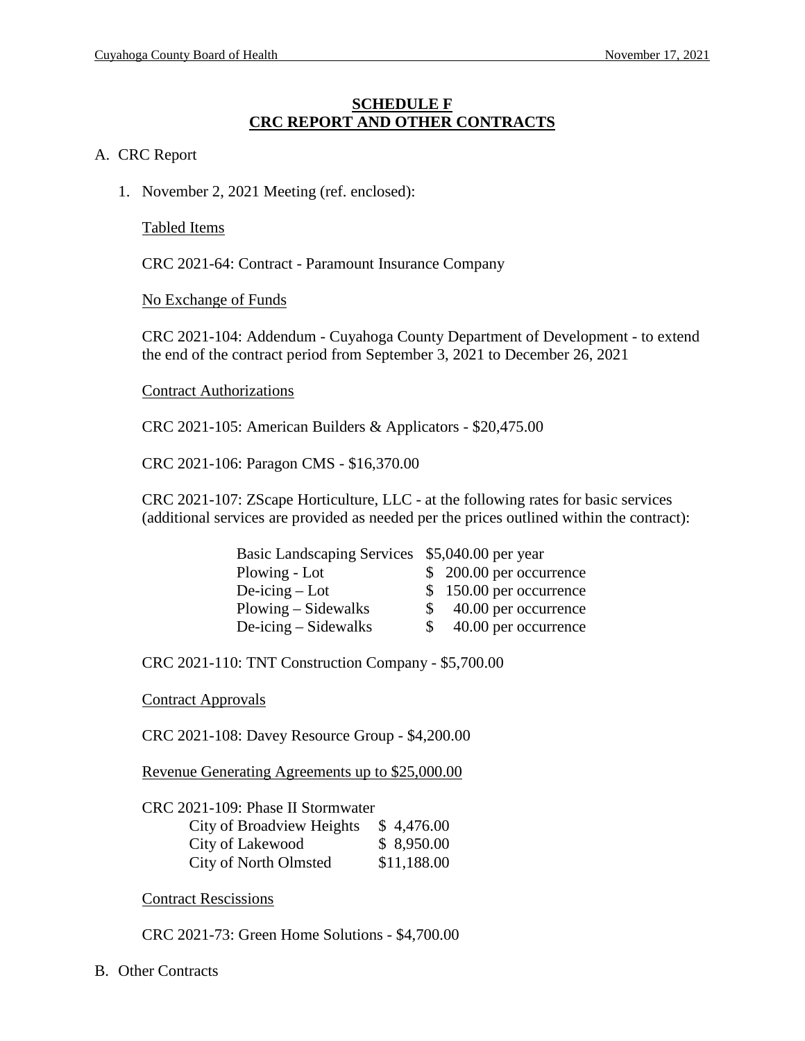## SCHEDULE F
## CRC REPORT AND OTHER CONTRACTS

A. CRC Report

1. November 2, 2021 Meeting (ref. enclosed):

   Tabled Items

   CRC 2021-64: Contract - Paramount Insurance Company

   No Exchange of Funds

   CRC 2021-104: Addendum - Cuyahoga County Department of Development - to extend the end of the contract period from September 3, 2021 to December 26, 2021

   Contract Authorizations

   CRC 2021-105: American Builders & Applicators - $20,475.00

   CRC 2021-106: Paragon CMS - $16,370.00

   CRC 2021-107: ZScape Horticulture, LLC - at the following rates for basic services (additional services are provided as needed per the prices outlined within the contract):

   | | |
   |---|---|
   | Basic Landscaping Services | $5,040.00 per year |
   | Plowing - Lot | $ 200.00 per occurrence |
   | De-icing – Lot | $ 150.00 per occurrence |
   | Plowing – Sidewalks | $ 40.00 per occurrence |
   | De-icing – Sidewalks | $ 40.00 per occurrence |

   CRC 2021-110: TNT Construction Company - $5,700.00

   Contract Approvals

   CRC 2021-108: Davey Resource Group - $4,200.00

   Revenue Generating Agreements up to $25,000.00

   CRC 2021-109: Phase II Stormwater

   | | |
   |---|---|
   | City of Broadview Heights | $ 4,476.00 |
   | City of Lakewood | $ 8,950.00 |
   | City of North Olmsted | $11,188.00 |

   Contract Rescissions

   CRC 2021-73: Green Home Solutions - $4,700.00

B. Other Contracts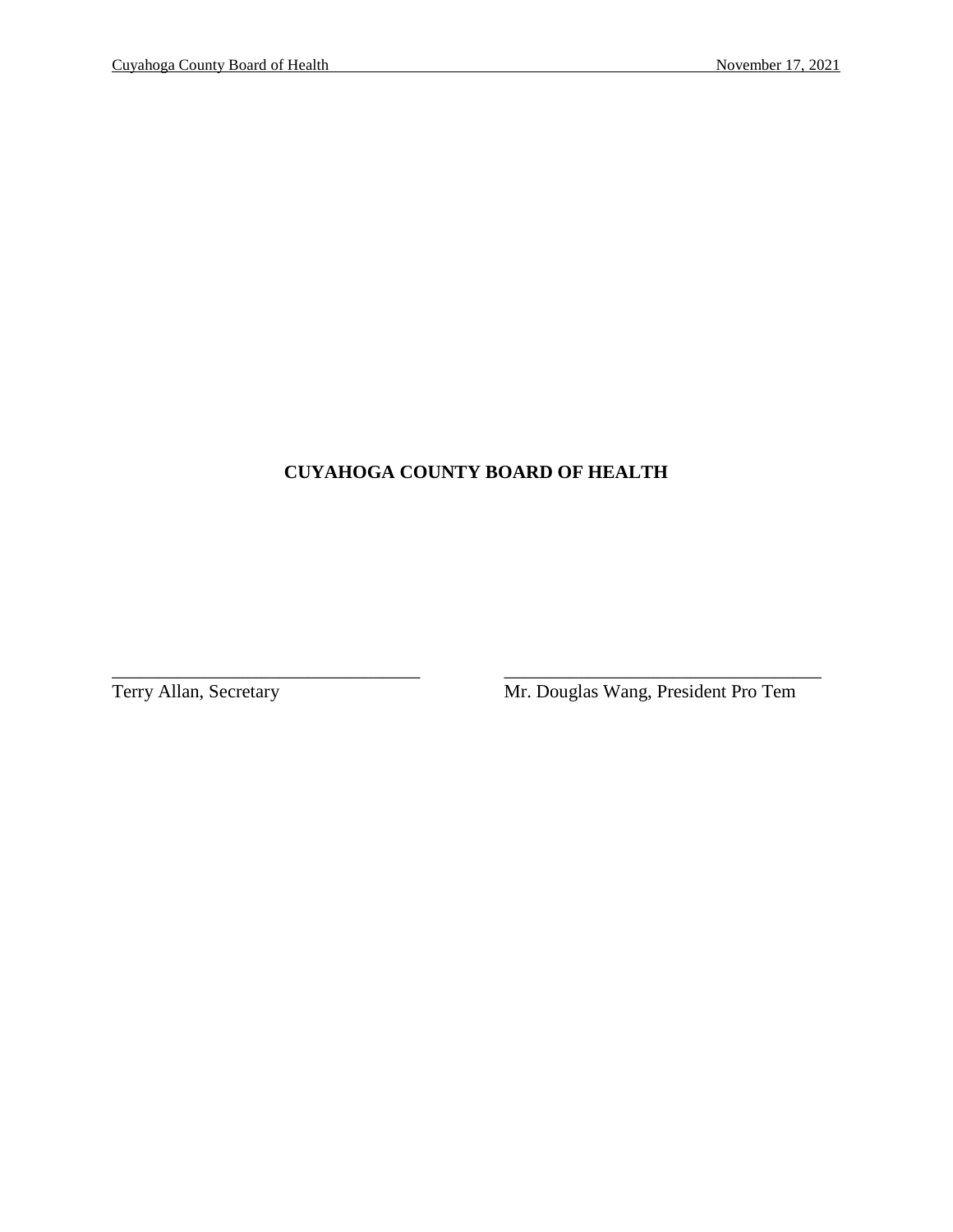**CUYAHOGA COUNTY BOARD OF HEALTH**

\_\_\_\_\_\_\_\_\_\_\_\_\_\_\_\_\_\_\_\_\_\_\_\_\_\_\_\_\_\_\_\_\_\_\_
Terry Allan, Secretary

\_\_\_\_\_\_\_\_\_\_\_\_\_\_\_\_\_\_\_\_\_\_\_\_\_\_\_\_\_\_\_\_\_\_\_
Mr. Douglas Wang, President Pro Tem